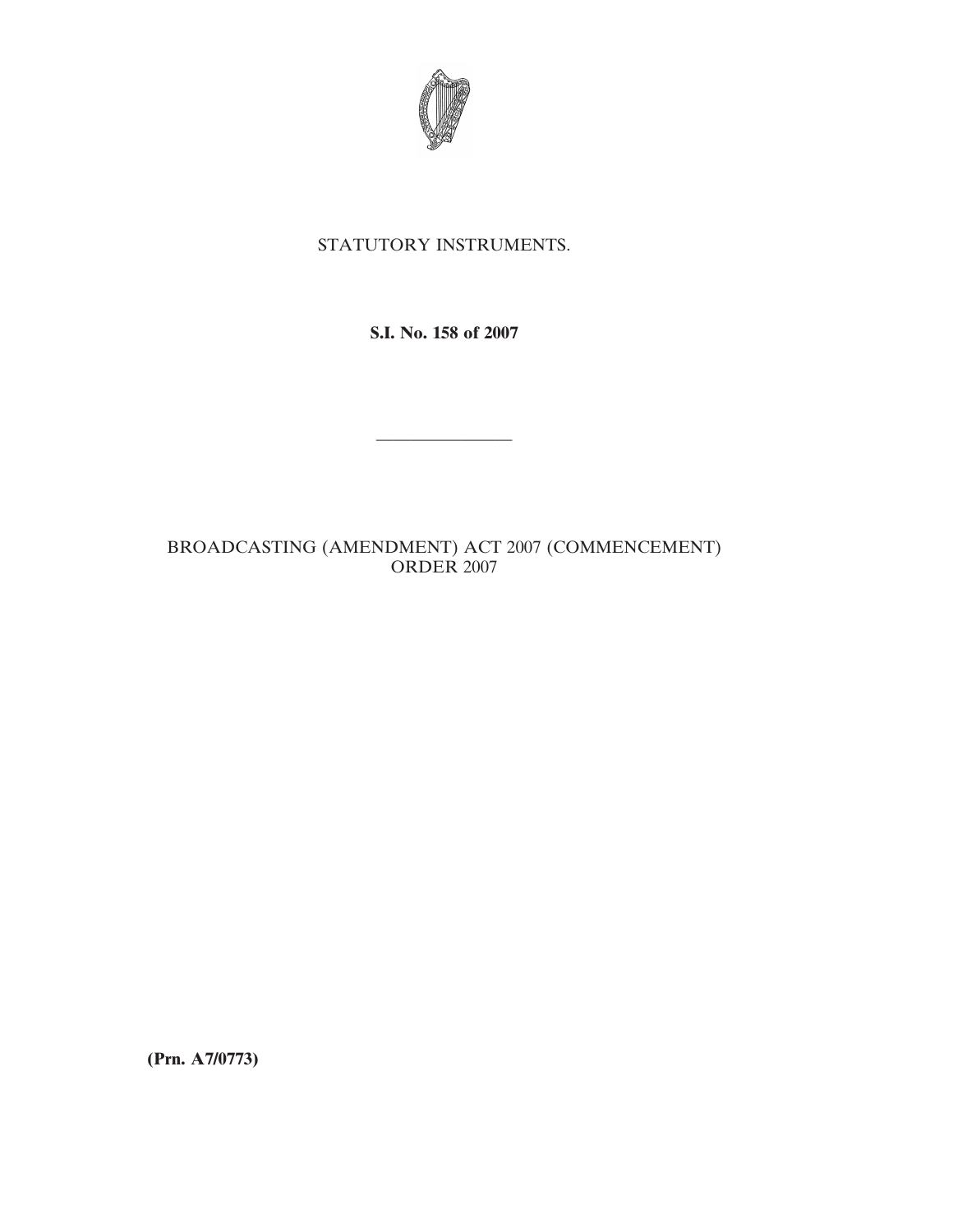STATUTORY INSTRUMENTS.

**S.I. No. 158 of 2007**

---

BROADCASTING (AMENDMENT) ACT 2007 (COMMENCEMENT) ORDER 2007

**(Prn. A7/0773)**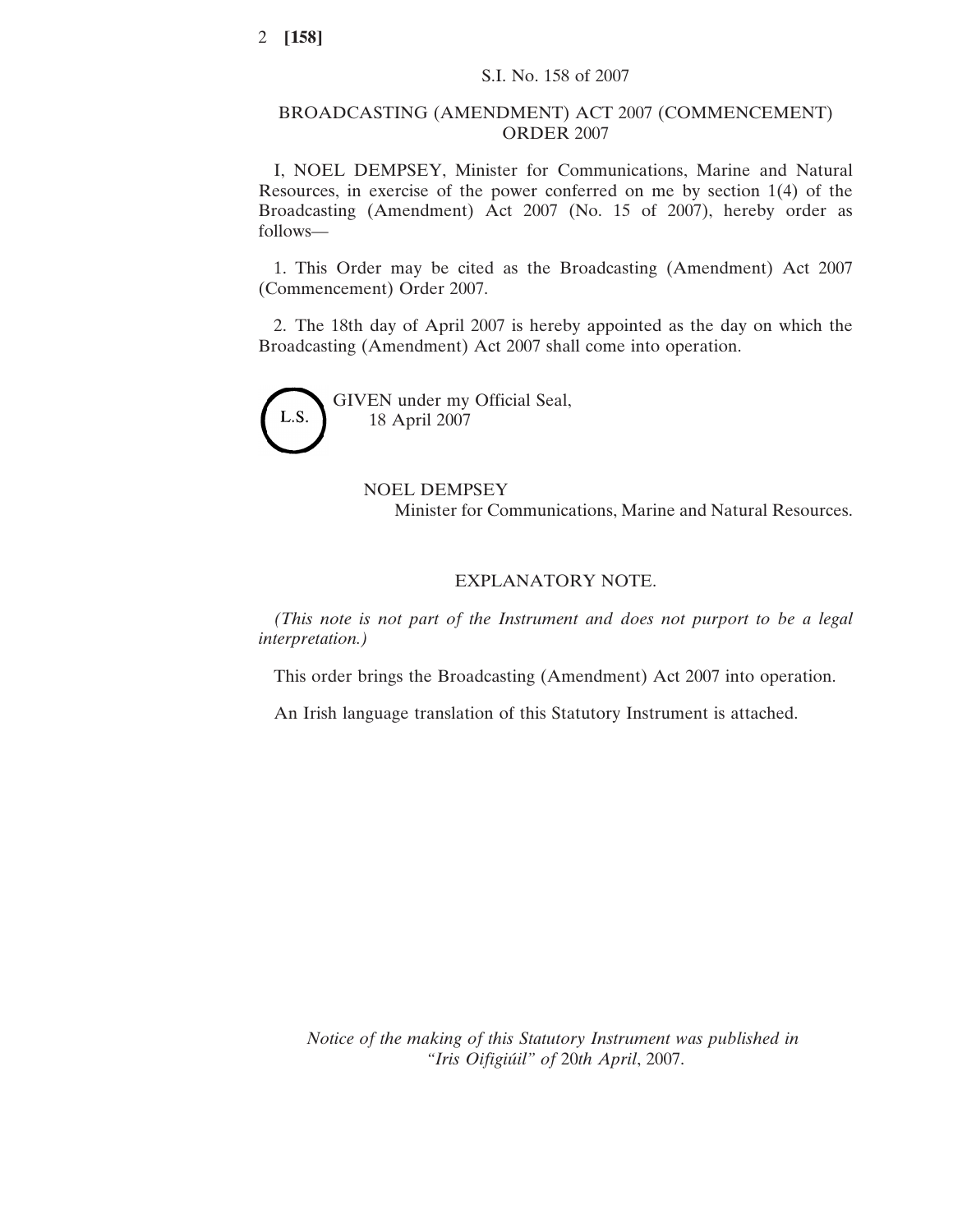S.I. No. 158 of 2007

# BROADCASTING (AMENDMENT) ACT 2007 (COMMENCEMENT) ORDER 2007

I, NOEL DEMPSEY, Minister for Communications, Marine and Natural Resources, in exercise of the power conferred on me by section 1(4) of the Broadcasting (Amendment) Act 2007 (No. 15 of 2007), hereby order as follows—

1. This Order may be cited as the Broadcasting (Amendment) Act 2007 (Commencement) Order 2007.

2. The 18th day of April 2007 is hereby appointed as the day on which the Broadcasting (Amendment) Act 2007 shall come into operation.

L.S.

GIVEN under my Official Seal,
18 April 2007

NOEL DEMPSEY
Minister for Communications, Marine and Natural Resources.

## EXPLANATORY NOTE.

*(This note is not part of the Instrument and does not purport to be a legal interpretation.)*

This order brings the Broadcasting (Amendment) Act 2007 into operation.

An Irish language translation of this Statutory Instrument is attached.

*Notice of the making of this Statutory Instrument was published in "Iris Oifigiúil" of* 20*th April*, 2007.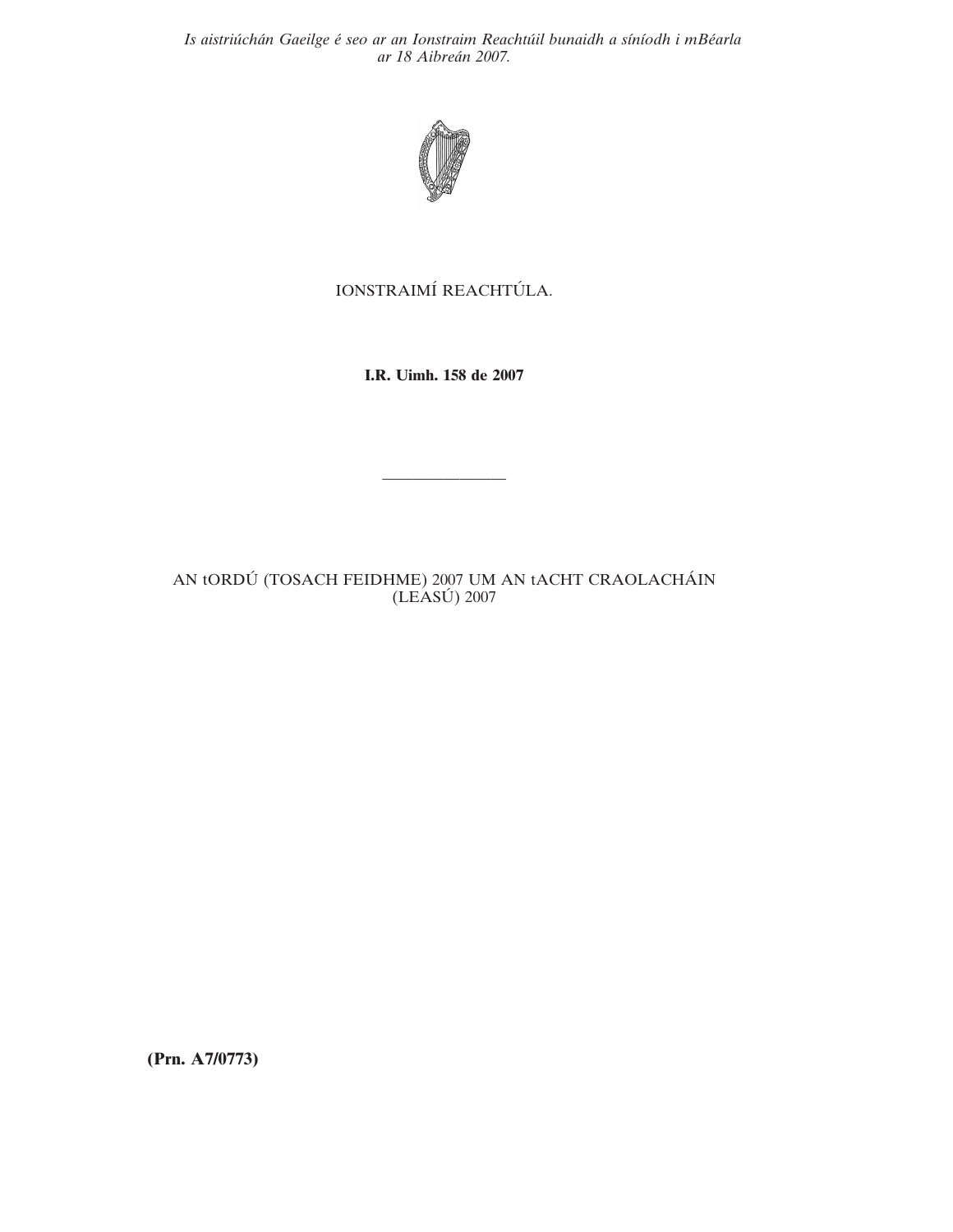*Is aistriúchán Gaeilge é seo ar an Ionstraim Reachtúil bunaidh a síníodh i mBéarla ar 18 Aibreán 2007.*

IONSTRAIMÍ REACHTÚLA.

**I.R. Uimh. 158 de 2007**

---

AN tORDÚ (TOSACH FEIDHME) 2007 UM AN tACHT CRAOLACHÁIN (LEASÚ) 2007

**(Prn. A7/0773)**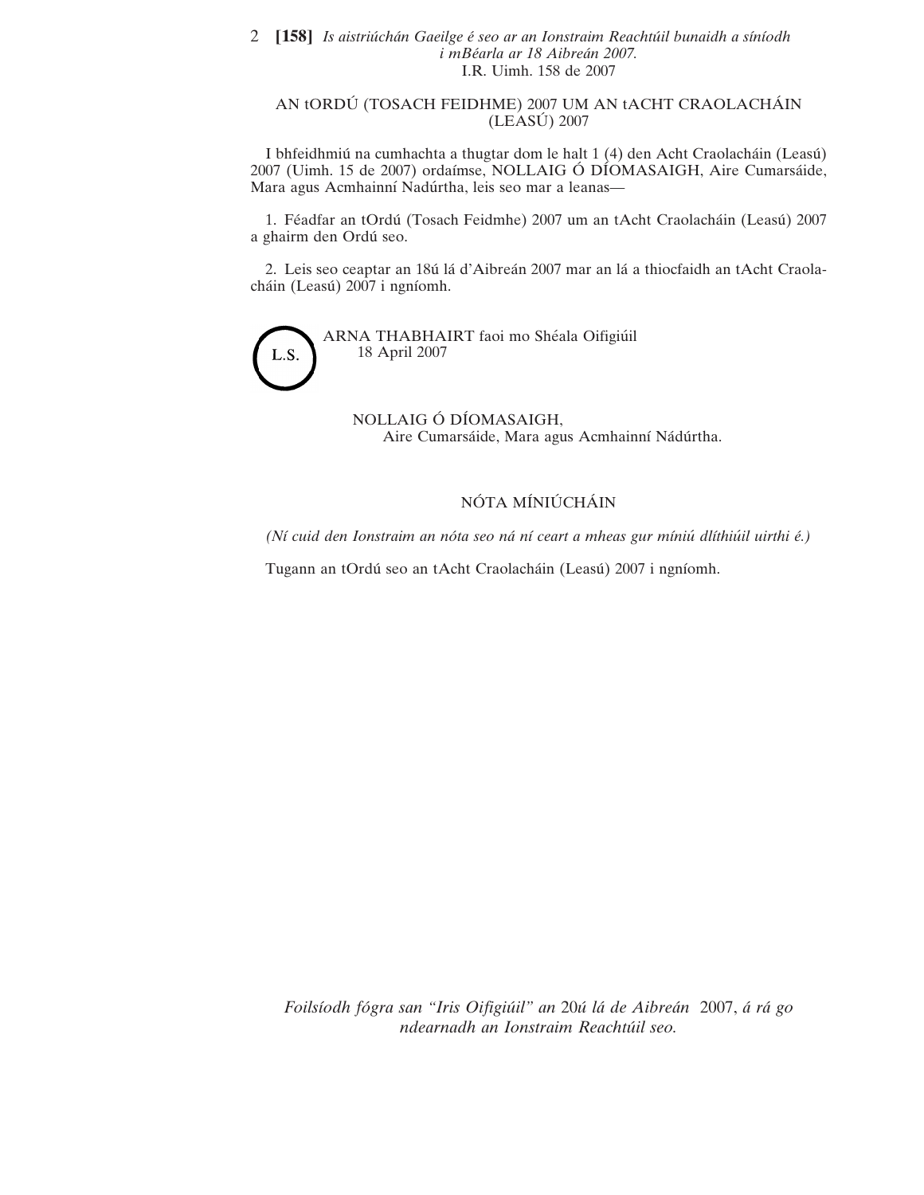*Is aistriúchán Gaeilge é seo ar an Ionstraim Reachtúil bunaidh a síníodh i mBéarla ar 18 Aibreán 2007.*

I.R. Uimh. 158 de 2007

## AN tORDÚ (TOSACH FEIDHME) 2007 UM AN tACHT CRAOLACHÁIN (LEASÚ) 2007

I bhfeidhmiú na cumhachta a thugtar dom le halt 1 (4) den Acht Craolacháin (Leasú) 2007 (Uimh. 15 de 2007) ordaímse, NOLLAIG Ó DÍOMASAIGH, Aire Cumarsáide, Mara agus Acmhainní Nadúrtha, leis seo mar a leanas—

1. Féadfar an tOrdú (Tosach Feidmhe) 2007 um an tAcht Craolacháin (Leasú) 2007 a ghairm den Ordú seo.

2. Leis seo ceaptar an 18ú lá d'Aibreán 2007 mar an lá a thiocfaidh an tAcht Craolacháin (Leasú) 2007 i ngníomh.

L.S.

ARNA THABHAIRT faoi mo Shéala Oifigiúil
18 April 2007

NOLLAIG Ó DÍOMASAIGH,
Aire Cumarsáide, Mara agus Acmhainní Nádúrtha.

### NÓTA MÍNIÚCHÁIN

*(Ní cuid den Ionstraim an nóta seo ná ní ceart a mheas gur míniú dlíthiúil uirthi é.)*

Tugann an tOrdú seo an tAcht Craolacháin (Leasú) 2007 i ngníomh.

*Foilsíodh fógra san "Iris Oifigiúil" an* 20*ú lá de Aibreán* 2007, *á rá go ndearnadh an Ionstraim Reachtúil seo.*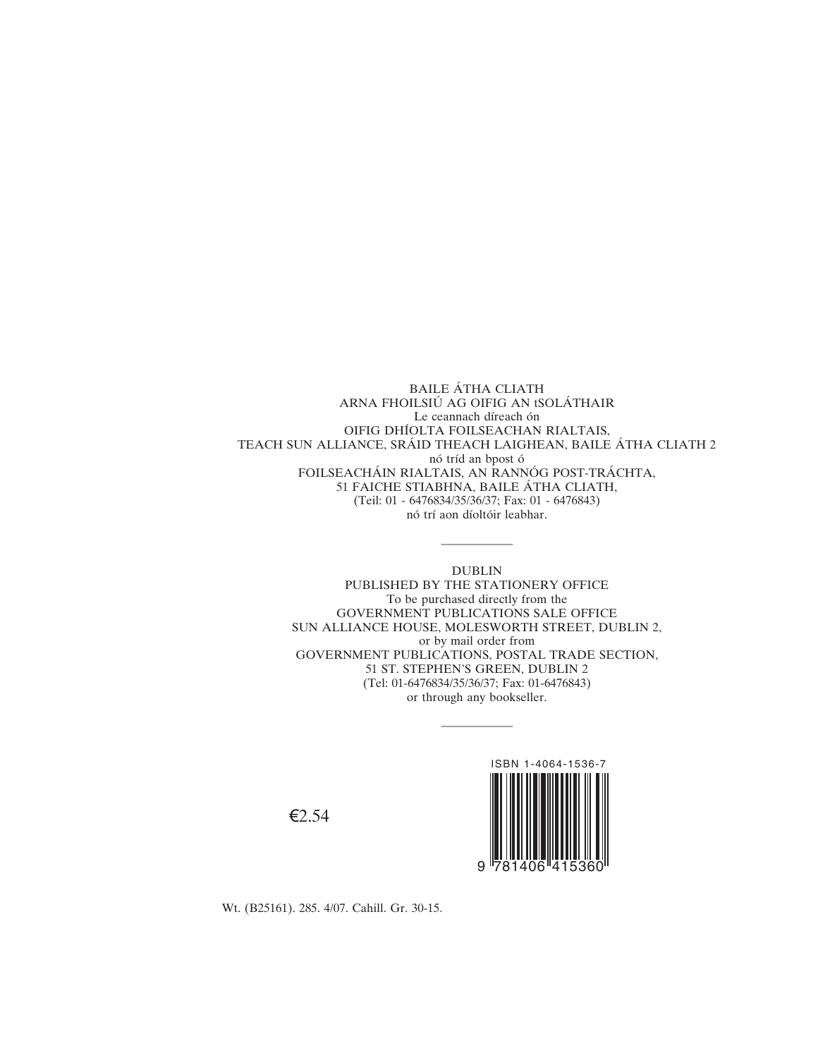BAILE ÁTHA CLIATH
ARNA FHOILSIÚ AG OIFIG AN tSOLÁTHAIR
Le ceannach díreach ón
OIFIG DHÍOLTA FOILSEACHAN RIALTAIS,
TEACH SUN ALLIANCE, SRÁID THEACH LAIGHEAN, BAILE ÁTHA CLIATH 2
nó tríd an bpost ó
FOILSEACHÁIN RIALTAIS, AN RANNÓG POST-TRÁCHTA,
51 FAICHE STIABHNA, BAILE ÁTHA CLIATH,
(Teil: 01 - 6476834/35/36/37; Fax: 01 - 6476843)
nó trí aon díoltóir leabhar.

---

DUBLIN
PUBLISHED BY THE STATIONERY OFFICE
To be purchased directly from the
GOVERNMENT PUBLICATIONS SALE OFFICE
SUN ALLIANCE HOUSE, MOLESWORTH STREET, DUBLIN 2,
or by mail order from
GOVERNMENT PUBLICATIONS, POSTAL TRADE SECTION,
51 ST. STEPHEN'S GREEN, DUBLIN 2
(Tel: 01-6476834/35/36/37; Fax: 01-6476843)
or through any bookseller.

---

ISBN 1-4064-1536-7

€2.54

9 781406 415360

Wt. (B25161). 285. 4/07. Cahill. Gr. 30-15.